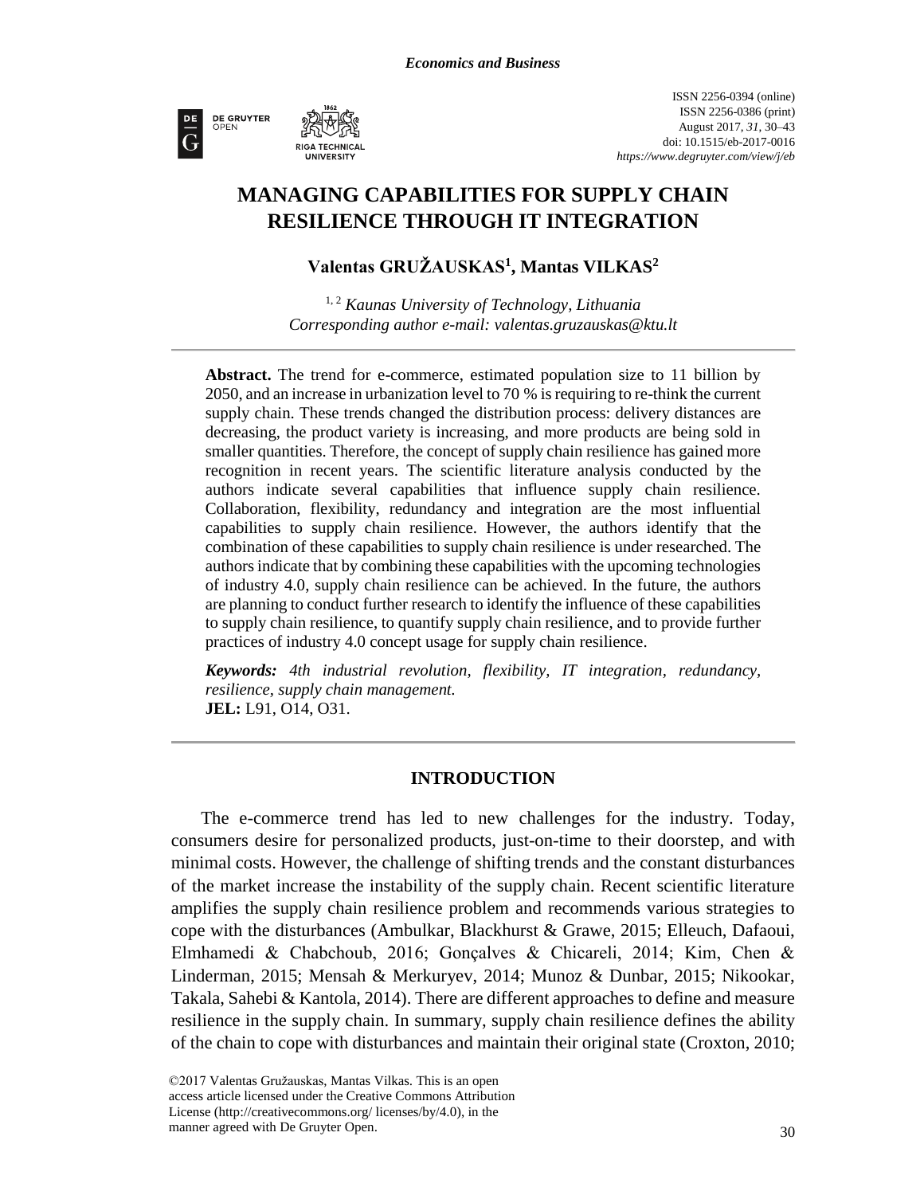# MANAGING CAPABILITIES FOR SUPPLY CHAIN RESILIENCE THROUGH IT INTEGRATION

**Valentas GRUŽAUSKAS[1], Mantas VILKAS[2]**

[1, 2] *Kaunas University of Technology, Lithuania*
*Corresponding author e-mail: valentas.gruzauskas@ktu.lt*

---

**Abstract.** The trend for e-commerce, estimated population size to 11 billion by 2050, and an increase in urbanization level to 70 % is requiring to re-think the current supply chain. These trends changed the distribution process: delivery distances are decreasing, the product variety is increasing, and more products are being sold in smaller quantities. Therefore, the concept of supply chain resilience has gained more recognition in recent years. The scientific literature analysis conducted by the authors indicate several capabilities that influence supply chain resilience. Collaboration, flexibility, redundancy and integration are the most influential capabilities to supply chain resilience. However, the authors identify that the combination of these capabilities to supply chain resilience is under researched. The authors indicate that by combining these capabilities with the upcoming technologies of industry 4.0, supply chain resilience can be achieved. In the future, the authors are planning to conduct further research to identify the influence of these capabilities to supply chain resilience, to quantify supply chain resilience, and to provide further practices of industry 4.0 concept usage for supply chain resilience.

***Keywords:*** *4th industrial revolution, flexibility, IT integration, redundancy, resilience, supply chain management.*
**JEL:** L91, O14, O31.

---

## INTRODUCTION

The e-commerce trend has led to new challenges for the industry. Today, consumers desire for personalized products, just-on-time to their doorstep, and with minimal costs. However, the challenge of shifting trends and the constant disturbances of the market increase the instability of the supply chain. Recent scientific literature amplifies the supply chain resilience problem and recommends various strategies to cope with the disturbances (Ambulkar, Blackhurst & Grawe, 2015; Elleuch, Dafaoui, Elmhamedi & Chabchoub, 2016; Gonçalves & Chicareli, 2014; Kim, Chen & Linderman, 2015; Mensah & Merkuryev, 2014; Munoz & Dunbar, 2015; Nikookar, Takala, Sahebi & Kantola, 2014). There are different approaches to define and measure resilience in the supply chain. In summary, supply chain resilience defines the ability of the chain to cope with disturbances and maintain their original state (Croxton, 2010;

©2017 Valentas Gružauskas, Mantas Vilkas. This is an open access article licensed under the Creative Commons Attribution License (http://creativecommons.org/ licenses/by/4.0), in the manner agreed with De Gruyter Open.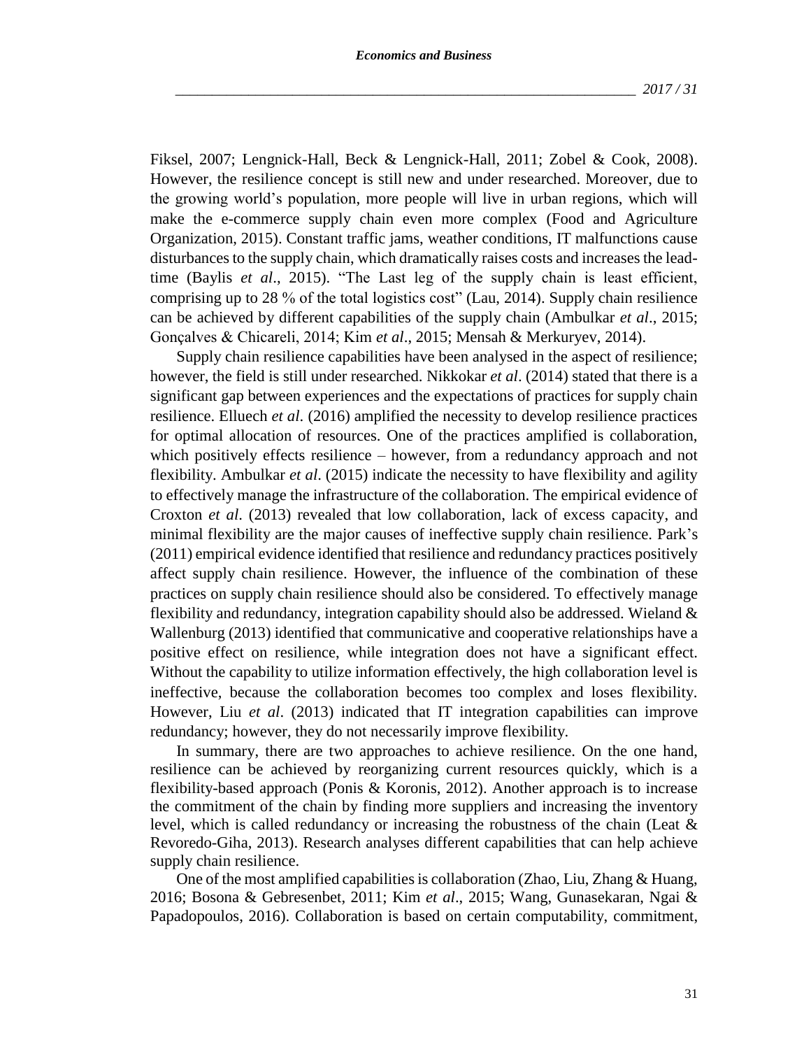Fiksel, 2007; Lengnick-Hall, Beck & Lengnick-Hall, 2011; Zobel & Cook, 2008). However, the resilience concept is still new and under researched. Moreover, due to the growing world's population, more people will live in urban regions, which will make the e-commerce supply chain even more complex (Food and Agriculture Organization, 2015). Constant traffic jams, weather conditions, IT malfunctions cause disturbances to the supply chain, which dramatically raises costs and increases the lead-time (Baylis *et al*., 2015). "The Last leg of the supply chain is least efficient, comprising up to 28 % of the total logistics cost" (Lau, 2014). Supply chain resilience can be achieved by different capabilities of the supply chain (Ambulkar *et al*., 2015; Gonçalves & Chicareli, 2014; Kim *et al*., 2015; Mensah & Merkuryev, 2014).

Supply chain resilience capabilities have been analysed in the aspect of resilience; however, the field is still under researched. Nikkokar *et al*. (2014) stated that there is a significant gap between experiences and the expectations of practices for supply chain resilience. Elluech *et al*. (2016) amplified the necessity to develop resilience practices for optimal allocation of resources. One of the practices amplified is collaboration, which positively effects resilience – however, from a redundancy approach and not flexibility. Ambulkar *et al*. (2015) indicate the necessity to have flexibility and agility to effectively manage the infrastructure of the collaboration. The empirical evidence of Croxton *et al*. (2013) revealed that low collaboration, lack of excess capacity, and minimal flexibility are the major causes of ineffective supply chain resilience. Park's (2011) empirical evidence identified that resilience and redundancy practices positively affect supply chain resilience. However, the influence of the combination of these practices on supply chain resilience should also be considered. To effectively manage flexibility and redundancy, integration capability should also be addressed. Wieland & Wallenburg (2013) identified that communicative and cooperative relationships have a positive effect on resilience, while integration does not have a significant effect. Without the capability to utilize information effectively, the high collaboration level is ineffective, because the collaboration becomes too complex and loses flexibility. However, Liu *et al*. (2013) indicated that IT integration capabilities can improve redundancy; however, they do not necessarily improve flexibility.

In summary, there are two approaches to achieve resilience. On the one hand, resilience can be achieved by reorganizing current resources quickly, which is a flexibility-based approach (Ponis & Koronis, 2012). Another approach is to increase the commitment of the chain by finding more suppliers and increasing the inventory level, which is called redundancy or increasing the robustness of the chain (Leat & Revoredo-Giha, 2013). Research analyses different capabilities that can help achieve supply chain resilience.

One of the most amplified capabilities is collaboration (Zhao, Liu, Zhang & Huang, 2016; Bosona & Gebresenbet, 2011; Kim *et al*., 2015; Wang, Gunasekaran, Ngai & Papadopoulos, 2016). Collaboration is based on certain computability, commitment,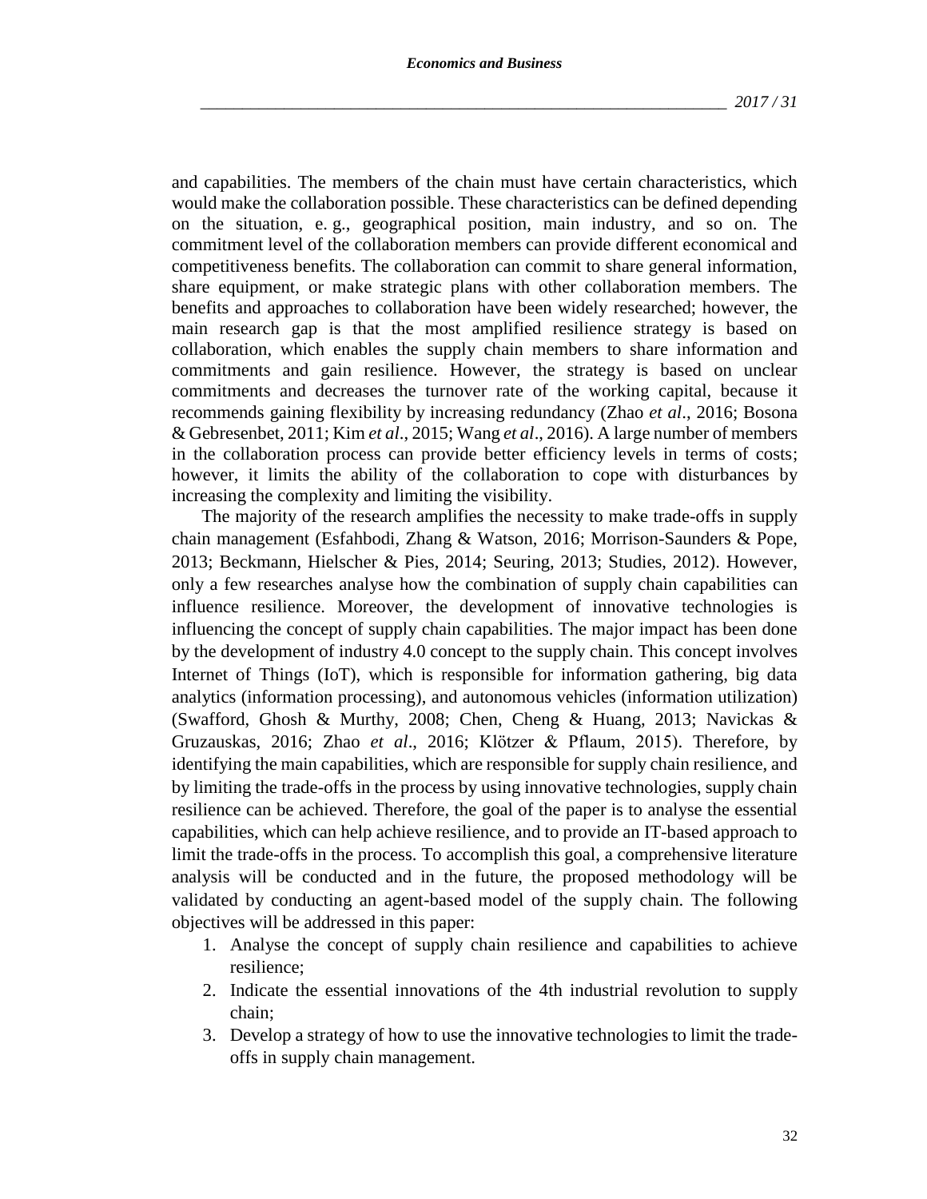and capabilities. The members of the chain must have certain characteristics, which would make the collaboration possible. These characteristics can be defined depending on the situation, e. g., geographical position, main industry, and so on. The commitment level of the collaboration members can provide different economical and competitiveness benefits. The collaboration can commit to share general information, share equipment, or make strategic plans with other collaboration members. The benefits and approaches to collaboration have been widely researched; however, the main research gap is that the most amplified resilience strategy is based on collaboration, which enables the supply chain members to share information and commitments and gain resilience. However, the strategy is based on unclear commitments and decreases the turnover rate of the working capital, because it recommends gaining flexibility by increasing redundancy (Zhao *et al*., 2016; Bosona & Gebresenbet, 2011; Kim *et al*., 2015; Wang *et al*., 2016). A large number of members in the collaboration process can provide better efficiency levels in terms of costs; however, it limits the ability of the collaboration to cope with disturbances by increasing the complexity and limiting the visibility.

The majority of the research amplifies the necessity to make trade-offs in supply chain management (Esfahbodi, Zhang & Watson, 2016; Morrison-Saunders & Pope, 2013; Beckmann, Hielscher & Pies, 2014; Seuring, 2013; Studies, 2012). However, only a few researches analyse how the combination of supply chain capabilities can influence resilience. Moreover, the development of innovative technologies is influencing the concept of supply chain capabilities. The major impact has been done by the development of industry 4.0 concept to the supply chain. This concept involves Internet of Things (IoT), which is responsible for information gathering, big data analytics (information processing), and autonomous vehicles (information utilization) (Swafford, Ghosh & Murthy, 2008; Chen, Cheng & Huang, 2013; Navickas & Gruzauskas, 2016; Zhao *et al*., 2016; Klötzer & Pflaum, 2015). Therefore, by identifying the main capabilities, which are responsible for supply chain resilience, and by limiting the trade-offs in the process by using innovative technologies, supply chain resilience can be achieved. Therefore, the goal of the paper is to analyse the essential capabilities, which can help achieve resilience, and to provide an IT-based approach to limit the trade-offs in the process. To accomplish this goal, a comprehensive literature analysis will be conducted and in the future, the proposed methodology will be validated by conducting an agent-based model of the supply chain. The following objectives will be addressed in this paper:

1. Analyse the concept of supply chain resilience and capabilities to achieve resilience;
2. Indicate the essential innovations of the 4th industrial revolution to supply chain;
3. Develop a strategy of how to use the innovative technologies to limit the trade-offs in supply chain management.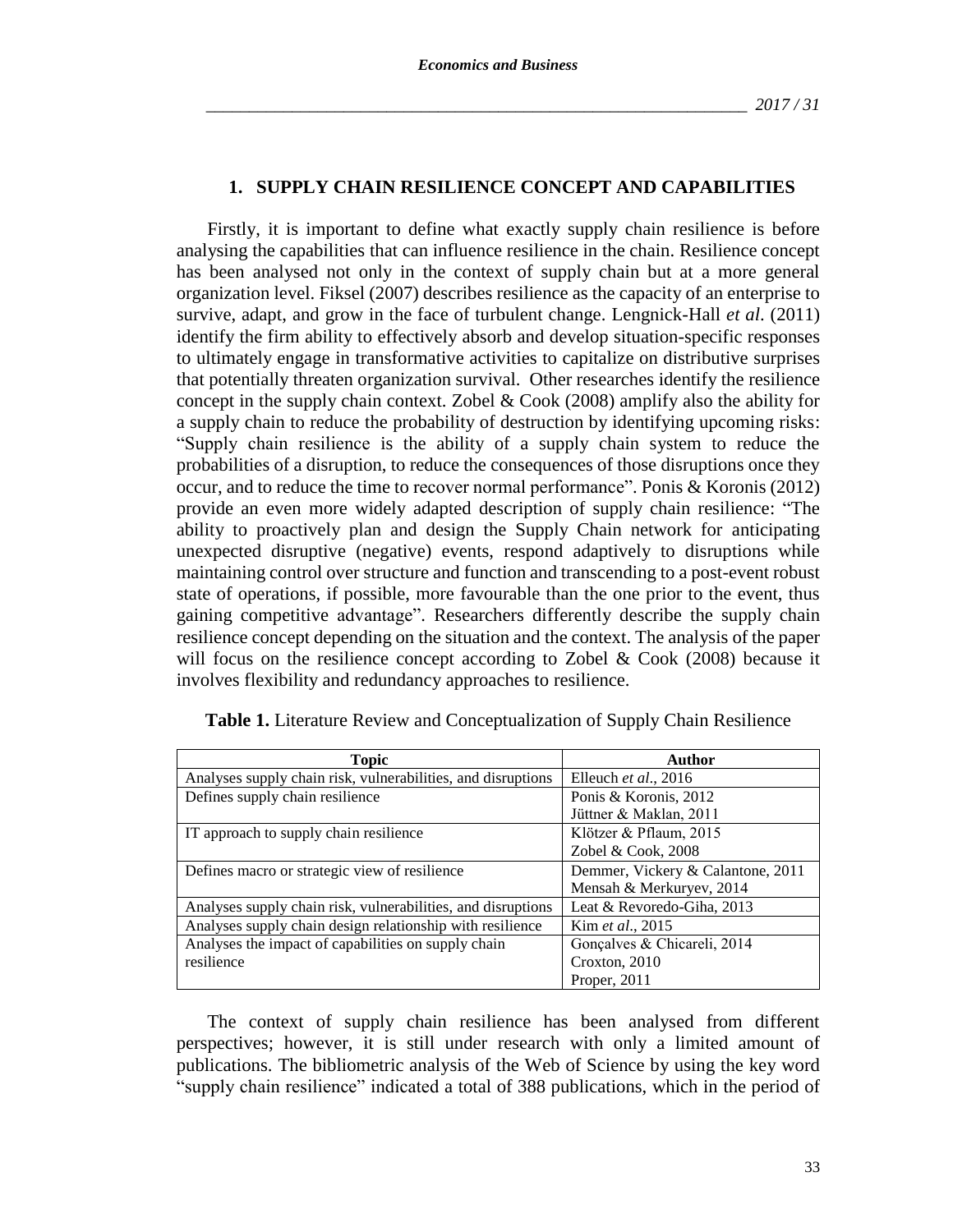## 1. SUPPLY CHAIN RESILIENCE CONCEPT AND CAPABILITIES

Firstly, it is important to define what exactly supply chain resilience is before analysing the capabilities that can influence resilience in the chain. Resilience concept has been analysed not only in the context of supply chain but at a more general organization level. Fiksel (2007) describes resilience as the capacity of an enterprise to survive, adapt, and grow in the face of turbulent change. Lengnick-Hall *et al.* (2011) identify the firm ability to effectively absorb and develop situation-specific responses to ultimately engage in transformative activities to capitalize on distributive surprises that potentially threaten organization survival. Other researches identify the resilience concept in the supply chain context. Zobel & Cook (2008) amplify also the ability for a supply chain to reduce the probability of destruction by identifying upcoming risks: "Supply chain resilience is the ability of a supply chain system to reduce the probabilities of a disruption, to reduce the consequences of those disruptions once they occur, and to reduce the time to recover normal performance". Ponis & Koronis (2012) provide an even more widely adapted description of supply chain resilience: "The ability to proactively plan and design the Supply Chain network for anticipating unexpected disruptive (negative) events, respond adaptively to disruptions while maintaining control over structure and function and transcending to a post-event robust state of operations, if possible, more favourable than the one prior to the event, thus gaining competitive advantage". Researchers differently describe the supply chain resilience concept depending on the situation and the context. The analysis of the paper will focus on the resilience concept according to Zobel & Cook (2008) because it involves flexibility and redundancy approaches to resilience.

**Table 1.** Literature Review and Conceptualization of Supply Chain Resilience

| Topic | Author |
|---|---|
| Analyses supply chain risk, vulnerabilities, and disruptions | Elleuch *et al*., 2016 |
| Defines supply chain resilience | Ponis & Koronis, 2012<br>Jüttner & Maklan, 2011 |
| IT approach to supply chain resilience | Klötzer & Pflaum, 2015<br>Zobel & Cook, 2008 |
| Defines macro or strategic view of resilience | Demmer, Vickery & Calantone, 2011<br>Mensah & Merkuryev, 2014 |
| Analyses supply chain risk, vulnerabilities, and disruptions | Leat & Revoredo-Giha, 2013 |
| Analyses supply chain design relationship with resilience | Kim *et al*., 2015 |
| Analyses the impact of capabilities on supply chain resilience | Gonçalves & Chicareli, 2014<br>Croxton, 2010<br>Proper, 2011 |

The context of supply chain resilience has been analysed from different perspectives; however, it is still under research with only a limited amount of publications. The bibliometric analysis of the Web of Science by using the key word "supply chain resilience" indicated a total of 388 publications, which in the period of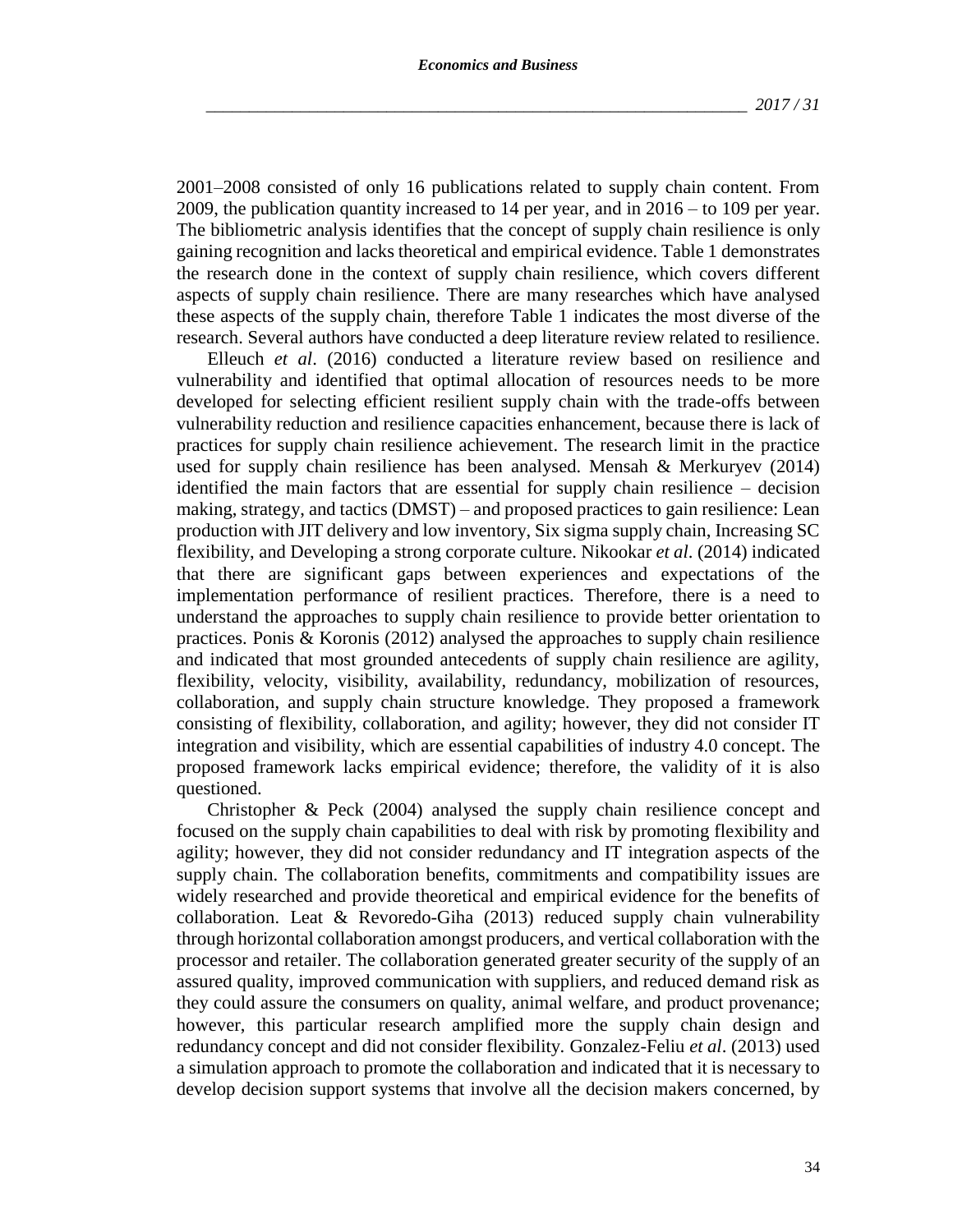2001–2008 consisted of only 16 publications related to supply chain content. From 2009, the publication quantity increased to 14 per year, and in 2016 – to 109 per year. The bibliometric analysis identifies that the concept of supply chain resilience is only gaining recognition and lacks theoretical and empirical evidence. Table 1 demonstrates the research done in the context of supply chain resilience, which covers different aspects of supply chain resilience. There are many researches which have analysed these aspects of the supply chain, therefore Table 1 indicates the most diverse of the research. Several authors have conducted a deep literature review related to resilience.

Elleuch *et al*. (2016) conducted a literature review based on resilience and vulnerability and identified that optimal allocation of resources needs to be more developed for selecting efficient resilient supply chain with the trade-offs between vulnerability reduction and resilience capacities enhancement, because there is lack of practices for supply chain resilience achievement. The research limit in the practice used for supply chain resilience has been analysed. Mensah & Merkuryev (2014) identified the main factors that are essential for supply chain resilience – decision making, strategy, and tactics (DMST) – and proposed practices to gain resilience: Lean production with JIT delivery and low inventory, Six sigma supply chain, Increasing SC flexibility, and Developing a strong corporate culture. Nikookar *et al*. (2014) indicated that there are significant gaps between experiences and expectations of the implementation performance of resilient practices. Therefore, there is a need to understand the approaches to supply chain resilience to provide better orientation to practices. Ponis & Koronis (2012) analysed the approaches to supply chain resilience and indicated that most grounded antecedents of supply chain resilience are agility, flexibility, velocity, visibility, availability, redundancy, mobilization of resources, collaboration, and supply chain structure knowledge. They proposed a framework consisting of flexibility, collaboration, and agility; however, they did not consider IT integration and visibility, which are essential capabilities of industry 4.0 concept. The proposed framework lacks empirical evidence; therefore, the validity of it is also questioned.

Christopher & Peck (2004) analysed the supply chain resilience concept and focused on the supply chain capabilities to deal with risk by promoting flexibility and agility; however, they did not consider redundancy and IT integration aspects of the supply chain. The collaboration benefits, commitments and compatibility issues are widely researched and provide theoretical and empirical evidence for the benefits of collaboration. Leat & Revoredo-Giha (2013) reduced supply chain vulnerability through horizontal collaboration amongst producers, and vertical collaboration with the processor and retailer. The collaboration generated greater security of the supply of an assured quality, improved communication with suppliers, and reduced demand risk as they could assure the consumers on quality, animal welfare, and product provenance; however, this particular research amplified more the supply chain design and redundancy concept and did not consider flexibility. Gonzalez-Feliu *et al*. (2013) used a simulation approach to promote the collaboration and indicated that it is necessary to develop decision support systems that involve all the decision makers concerned, by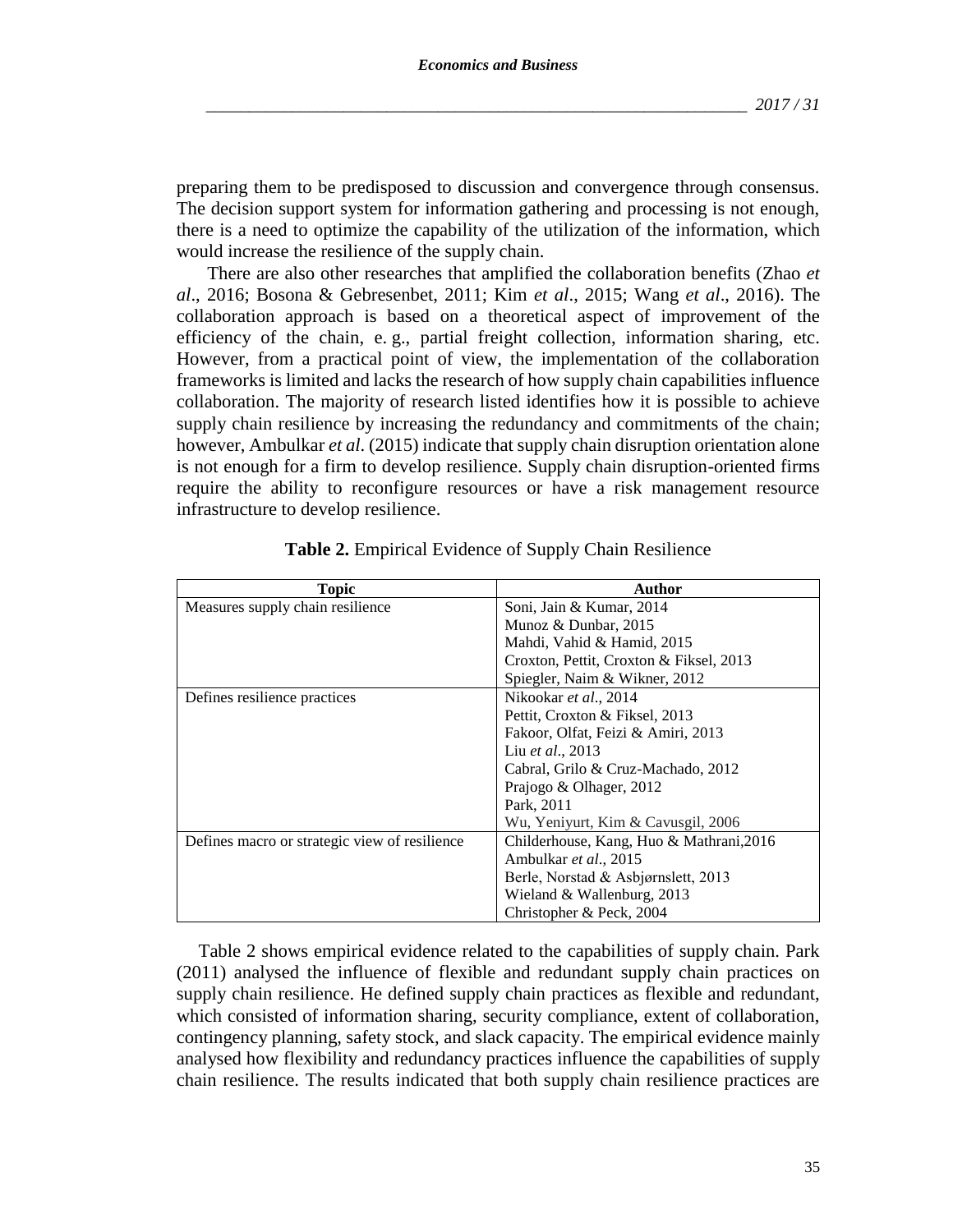preparing them to be predisposed to discussion and convergence through consensus. The decision support system for information gathering and processing is not enough, there is a need to optimize the capability of the utilization of the information, which would increase the resilience of the supply chain.

There are also other researches that amplified the collaboration benefits (Zhao *et al*., 2016; Bosona & Gebresenbet, 2011; Kim *et al*., 2015; Wang *et al*., 2016). The collaboration approach is based on a theoretical aspect of improvement of the efficiency of the chain, e. g., partial freight collection, information sharing, etc. However, from a practical point of view, the implementation of the collaboration frameworks is limited and lacks the research of how supply chain capabilities influence collaboration. The majority of research listed identifies how it is possible to achieve supply chain resilience by increasing the redundancy and commitments of the chain; however, Ambulkar *et al*. (2015) indicate that supply chain disruption orientation alone is not enough for a firm to develop resilience. Supply chain disruption-oriented firms require the ability to reconfigure resources or have a risk management resource infrastructure to develop resilience.

**Table 2.** Empirical Evidence of Supply Chain Resilience

| Topic | Author |
|---|---|
| Measures supply chain resilience | Soni, Jain & Kumar, 2014<br>Munoz & Dunbar, 2015<br>Mahdi, Vahid & Hamid, 2015<br>Croxton, Pettit, Croxton & Fiksel, 2013<br>Spiegler, Naim & Wikner, 2012 |
| Defines resilience practices | Nikookar *et al*., 2014<br>Pettit, Croxton & Fiksel, 2013<br>Fakoor, Olfat, Feizi & Amiri, 2013<br>Liu *et al*., 2013<br>Cabral, Grilo & Cruz-Machado, 2012<br>Prajogo & Olhager, 2012<br>Park, 2011<br>Wu, Yeniyurt, Kim & Cavusgil, 2006 |
| Defines macro or strategic view of resilience | Childerhouse, Kang, Huo & Mathrani,2016<br>Ambulkar *et al*., 2015<br>Berle, Norstad & Asbjørnslett, 2013<br>Wieland & Wallenburg, 2013<br>Christopher & Peck, 2004 |

Table 2 shows empirical evidence related to the capabilities of supply chain. Park (2011) analysed the influence of flexible and redundant supply chain practices on supply chain resilience. He defined supply chain practices as flexible and redundant, which consisted of information sharing, security compliance, extent of collaboration, contingency planning, safety stock, and slack capacity. The empirical evidence mainly analysed how flexibility and redundancy practices influence the capabilities of supply chain resilience. The results indicated that both supply chain resilience practices are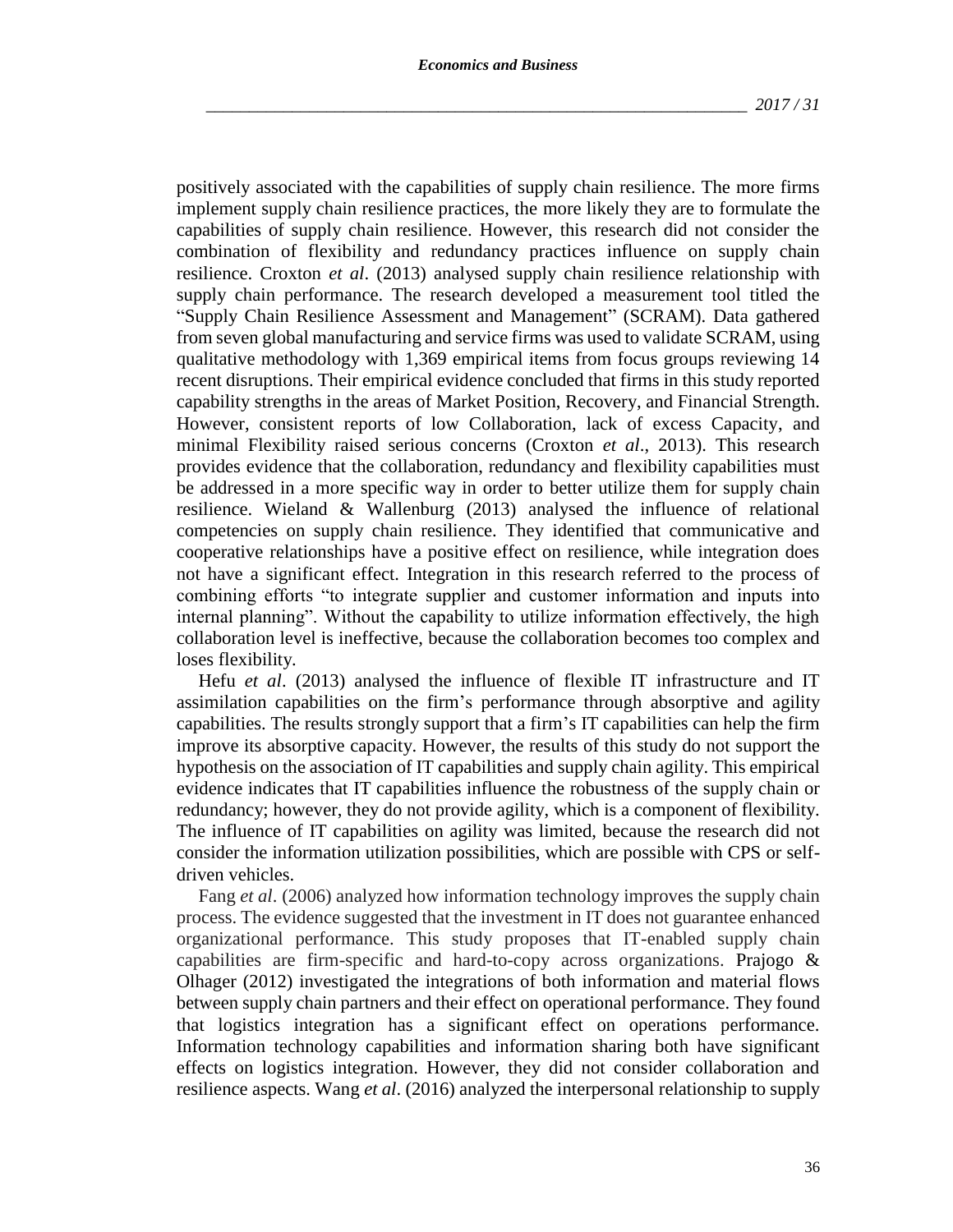positively associated with the capabilities of supply chain resilience. The more firms implement supply chain resilience practices, the more likely they are to formulate the capabilities of supply chain resilience. However, this research did not consider the combination of flexibility and redundancy practices influence on supply chain resilience. Croxton *et al*. (2013) analysed supply chain resilience relationship with supply chain performance. The research developed a measurement tool titled the "Supply Chain Resilience Assessment and Management" (SCRAM). Data gathered from seven global manufacturing and service firms was used to validate SCRAM, using qualitative methodology with 1,369 empirical items from focus groups reviewing 14 recent disruptions. Their empirical evidence concluded that firms in this study reported capability strengths in the areas of Market Position, Recovery, and Financial Strength. However, consistent reports of low Collaboration, lack of excess Capacity, and minimal Flexibility raised serious concerns (Croxton *et al*., 2013). This research provides evidence that the collaboration, redundancy and flexibility capabilities must be addressed in a more specific way in order to better utilize them for supply chain resilience. Wieland & Wallenburg (2013) analysed the influence of relational competencies on supply chain resilience. They identified that communicative and cooperative relationships have a positive effect on resilience, while integration does not have a significant effect. Integration in this research referred to the process of combining efforts "to integrate supplier and customer information and inputs into internal planning". Without the capability to utilize information effectively, the high collaboration level is ineffective, because the collaboration becomes too complex and loses flexibility.

Hefu *et al*. (2013) analysed the influence of flexible IT infrastructure and IT assimilation capabilities on the firm's performance through absorptive and agility capabilities. The results strongly support that a firm's IT capabilities can help the firm improve its absorptive capacity. However, the results of this study do not support the hypothesis on the association of IT capabilities and supply chain agility. This empirical evidence indicates that IT capabilities influence the robustness of the supply chain or redundancy; however, they do not provide agility, which is a component of flexibility. The influence of IT capabilities on agility was limited, because the research did not consider the information utilization possibilities, which are possible with CPS or self-driven vehicles.

Fang *et al*. (2006) analyzed how information technology improves the supply chain process. The evidence suggested that the investment in IT does not guarantee enhanced organizational performance. This study proposes that IT-enabled supply chain capabilities are firm-specific and hard-to-copy across organizations. Prajogo & Olhager (2012) investigated the integrations of both information and material flows between supply chain partners and their effect on operational performance. They found that logistics integration has a significant effect on operations performance. Information technology capabilities and information sharing both have significant effects on logistics integration. However, they did not consider collaboration and resilience aspects. Wang *et al*. (2016) analyzed the interpersonal relationship to supply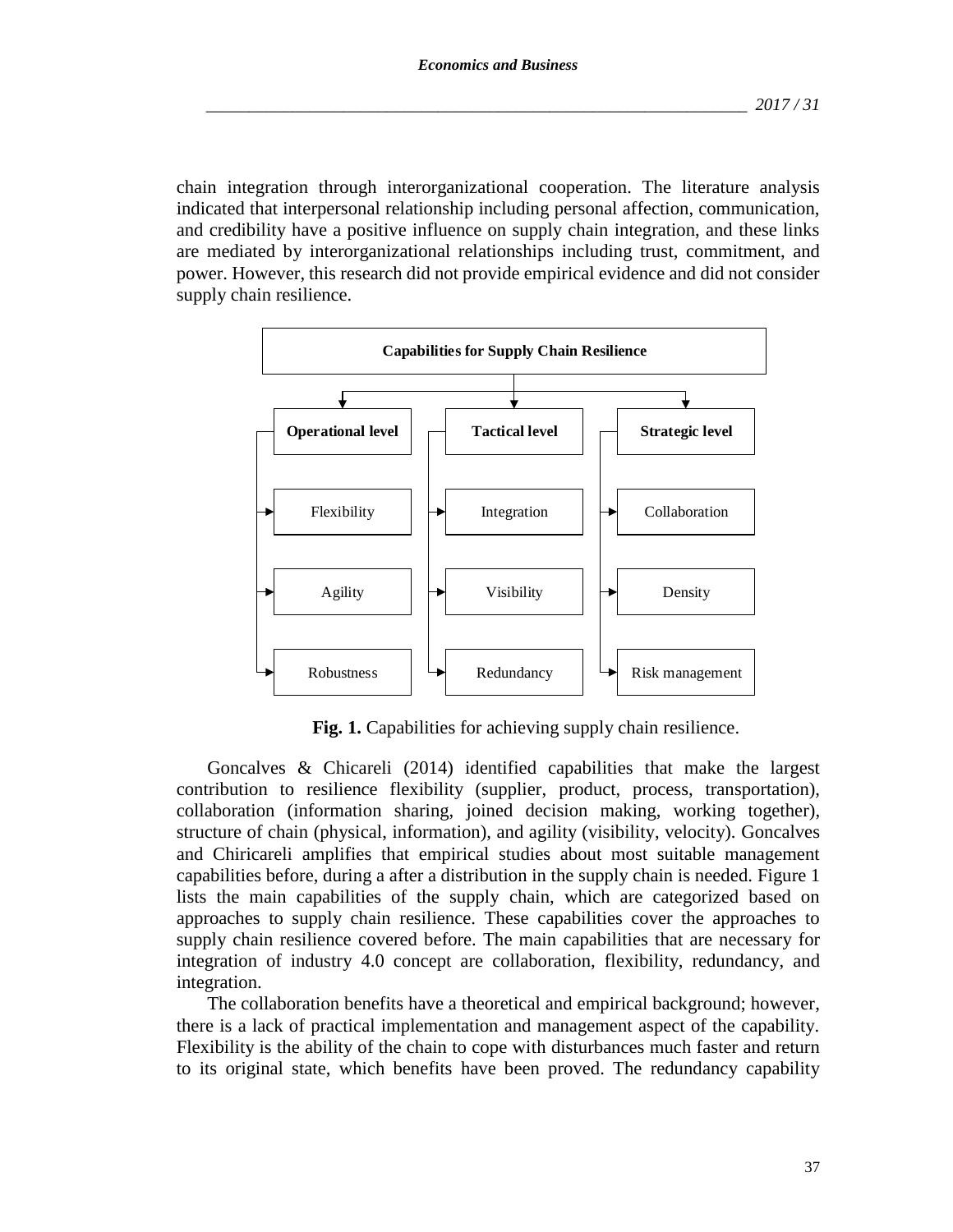chain integration through interorganizational cooperation. The literature analysis indicated that interpersonal relationship including personal affection, communication, and credibility have a positive influence on supply chain integration, and these links are mediated by interorganizational relationships including trust, commitment, and power. However, this research did not provide empirical evidence and did not consider supply chain resilience.

**Capabilities for Supply Chain Resilience**

| Operational level | Tactical level | Strategic level |
| --- | --- | --- |
| Flexibility | Integration | Collaboration |
| Agility | Visibility | Density |
| Robustness | Redundancy | Risk management |

**Fig. 1.** Capabilities for achieving supply chain resilience.

Goncalves & Chicareli (2014) identified capabilities that make the largest contribution to resilience flexibility (supplier, product, process, transportation), collaboration (information sharing, joined decision making, working together), structure of chain (physical, information), and agility (visibility, velocity). Goncalves and Chiricareli amplifies that empirical studies about most suitable management capabilities before, during a after a distribution in the supply chain is needed. Figure 1 lists the main capabilities of the supply chain, which are categorized based on approaches to supply chain resilience. These capabilities cover the approaches to supply chain resilience covered before. The main capabilities that are necessary for integration of industry 4.0 concept are collaboration, flexibility, redundancy, and integration.

The collaboration benefits have a theoretical and empirical background; however, there is a lack of practical implementation and management aspect of the capability. Flexibility is the ability of the chain to cope with disturbances much faster and return to its original state, which benefits have been proved. The redundancy capability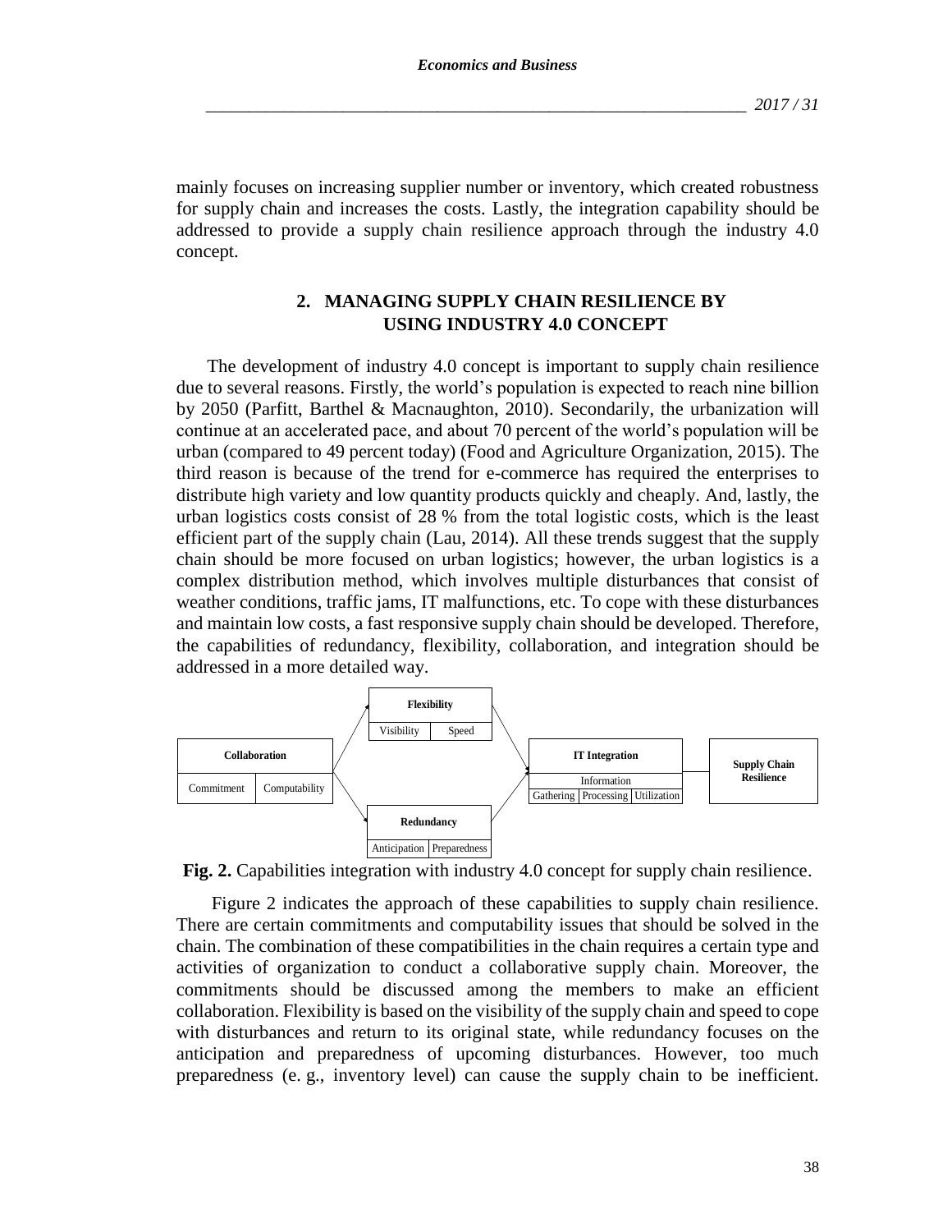mainly focuses on increasing supplier number or inventory, which created robustness for supply chain and increases the costs. Lastly, the integration capability should be addressed to provide a supply chain resilience approach through the industry 4.0 concept.

## 2. MANAGING SUPPLY CHAIN RESILIENCE BY USING INDUSTRY 4.0 CONCEPT

The development of industry 4.0 concept is important to supply chain resilience due to several reasons. Firstly, the world's population is expected to reach nine billion by 2050 (Parfitt, Barthel & Macnaughton, 2010). Secondarily, the urbanization will continue at an accelerated pace, and about 70 percent of the world's population will be urban (compared to 49 percent today) (Food and Agriculture Organization, 2015). The third reason is because of the trend for e-commerce has required the enterprises to distribute high variety and low quantity products quickly and cheaply. And, lastly, the urban logistics costs consist of 28 % from the total logistic costs, which is the least efficient part of the supply chain (Lau, 2014). All these trends suggest that the supply chain should be more focused on urban logistics; however, the urban logistics is a complex distribution method, which involves multiple disturbances that consist of weather conditions, traffic jams, IT malfunctions, etc. To cope with these disturbances and maintain low costs, a fast responsive supply chain should be developed. Therefore, the capabilities of redundancy, flexibility, collaboration, and integration should be addressed in a more detailed way.

**Fig. 2.** Capabilities integration with industry 4.0 concept for supply chain resilience.

Figure 2 indicates the approach of these capabilities to supply chain resilience. There are certain commitments and computability issues that should be solved in the chain. The combination of these compatibilities in the chain requires a certain type and activities of organization to conduct a collaborative supply chain. Moreover, the commitments should be discussed among the members to make an efficient collaboration. Flexibility is based on the visibility of the supply chain and speed to cope with disturbances and return to its original state, while redundancy focuses on the anticipation and preparedness of upcoming disturbances. However, too much preparedness (e. g., inventory level) can cause the supply chain to be inefficient.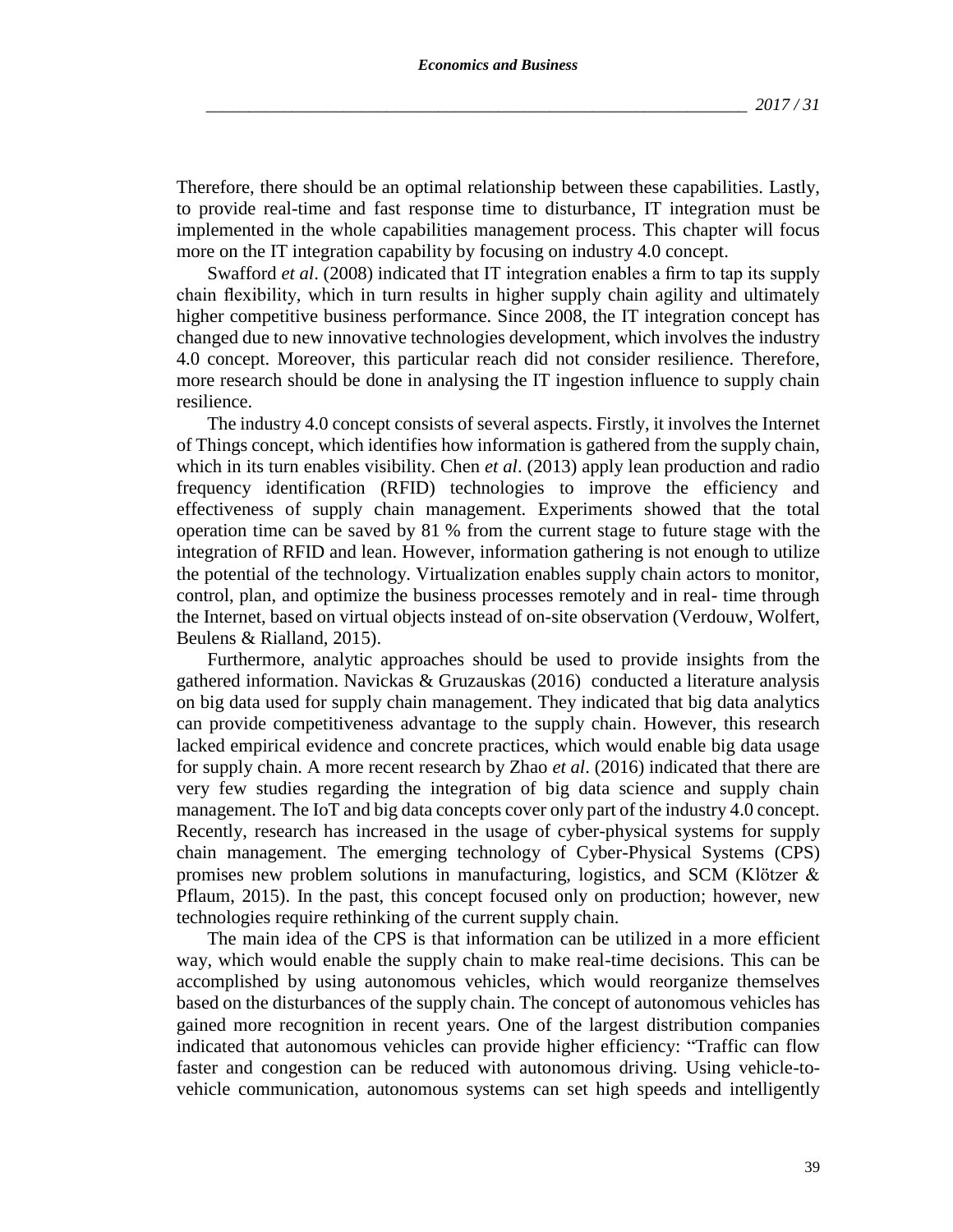Therefore, there should be an optimal relationship between these capabilities. Lastly, to provide real-time and fast response time to disturbance, IT integration must be implemented in the whole capabilities management process. This chapter will focus more on the IT integration capability by focusing on industry 4.0 concept.

Swafford *et al*. (2008) indicated that IT integration enables a firm to tap its supply chain flexibility, which in turn results in higher supply chain agility and ultimately higher competitive business performance. Since 2008, the IT integration concept has changed due to new innovative technologies development, which involves the industry 4.0 concept. Moreover, this particular reach did not consider resilience. Therefore, more research should be done in analysing the IT ingestion influence to supply chain resilience.

The industry 4.0 concept consists of several aspects. Firstly, it involves the Internet of Things concept, which identifies how information is gathered from the supply chain, which in its turn enables visibility. Chen *et al*. (2013) apply lean production and radio frequency identification (RFID) technologies to improve the efficiency and effectiveness of supply chain management. Experiments showed that the total operation time can be saved by 81 % from the current stage to future stage with the integration of RFID and lean. However, information gathering is not enough to utilize the potential of the technology. Virtualization enables supply chain actors to monitor, control, plan, and optimize the business processes remotely and in real- time through the Internet, based on virtual objects instead of on-site observation (Verdouw, Wolfert, Beulens & Rialland, 2015).

Furthermore, analytic approaches should be used to provide insights from the gathered information. Navickas & Gruzauskas (2016) conducted a literature analysis on big data used for supply chain management. They indicated that big data analytics can provide competitiveness advantage to the supply chain. However, this research lacked empirical evidence and concrete practices, which would enable big data usage for supply chain. A more recent research by Zhao *et al*. (2016) indicated that there are very few studies regarding the integration of big data science and supply chain management. The IoT and big data concepts cover only part of the industry 4.0 concept. Recently, research has increased in the usage of cyber-physical systems for supply chain management. The emerging technology of Cyber-Physical Systems (CPS) promises new problem solutions in manufacturing, logistics, and SCM (Klötzer & Pflaum, 2015). In the past, this concept focused only on production; however, new technologies require rethinking of the current supply chain.

The main idea of the CPS is that information can be utilized in a more efficient way, which would enable the supply chain to make real-time decisions. This can be accomplished by using autonomous vehicles, which would reorganize themselves based on the disturbances of the supply chain. The concept of autonomous vehicles has gained more recognition in recent years. One of the largest distribution companies indicated that autonomous vehicles can provide higher efficiency: "Traffic can flow faster and congestion can be reduced with autonomous driving. Using vehicle-to-vehicle communication, autonomous systems can set high speeds and intelligently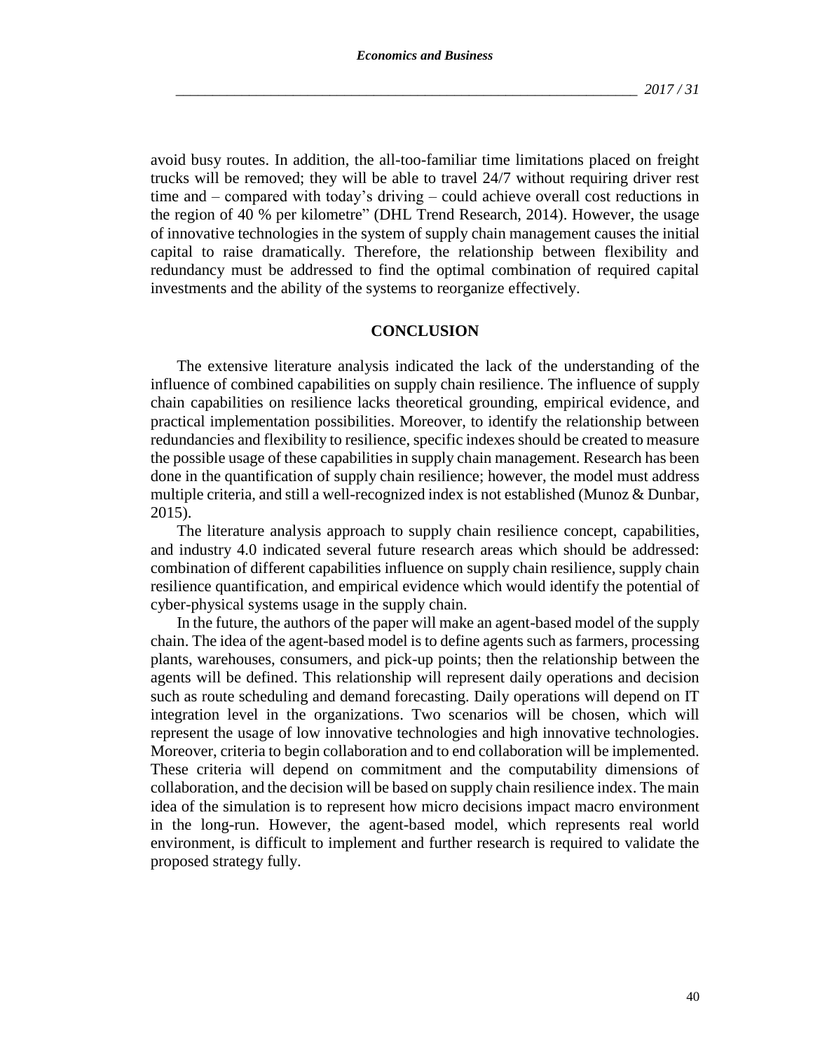avoid busy routes. In addition, the all-too-familiar time limitations placed on freight trucks will be removed; they will be able to travel 24/7 without requiring driver rest time and – compared with today's driving – could achieve overall cost reductions in the region of 40 % per kilometre" (DHL Trend Research, 2014). However, the usage of innovative technologies in the system of supply chain management causes the initial capital to raise dramatically. Therefore, the relationship between flexibility and redundancy must be addressed to find the optimal combination of required capital investments and the ability of the systems to reorganize effectively.

## CONCLUSION

The extensive literature analysis indicated the lack of the understanding of the influence of combined capabilities on supply chain resilience. The influence of supply chain capabilities on resilience lacks theoretical grounding, empirical evidence, and practical implementation possibilities. Moreover, to identify the relationship between redundancies and flexibility to resilience, specific indexes should be created to measure the possible usage of these capabilities in supply chain management. Research has been done in the quantification of supply chain resilience; however, the model must address multiple criteria, and still a well-recognized index is not established (Munoz & Dunbar, 2015).

The literature analysis approach to supply chain resilience concept, capabilities, and industry 4.0 indicated several future research areas which should be addressed: combination of different capabilities influence on supply chain resilience, supply chain resilience quantification, and empirical evidence which would identify the potential of cyber-physical systems usage in the supply chain.

In the future, the authors of the paper will make an agent-based model of the supply chain. The idea of the agent-based model is to define agents such as farmers, processing plants, warehouses, consumers, and pick-up points; then the relationship between the agents will be defined. This relationship will represent daily operations and decision such as route scheduling and demand forecasting. Daily operations will depend on IT integration level in the organizations. Two scenarios will be chosen, which will represent the usage of low innovative technologies and high innovative technologies. Moreover, criteria to begin collaboration and to end collaboration will be implemented. These criteria will depend on commitment and the computability dimensions of collaboration, and the decision will be based on supply chain resilience index. The main idea of the simulation is to represent how micro decisions impact macro environment in the long-run. However, the agent-based model, which represents real world environment, is difficult to implement and further research is required to validate the proposed strategy fully.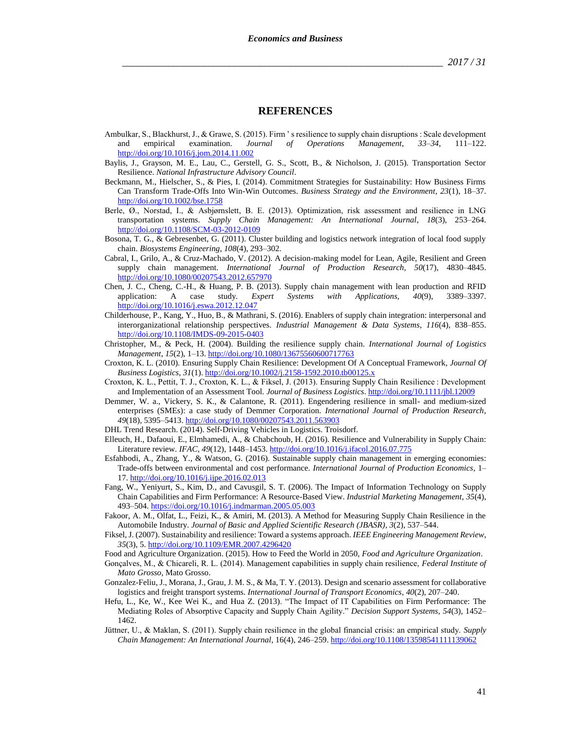# REFERENCES

Ambulkar, S., Blackhurst, J., & Grawe, S. (2015). Firm ' s resilience to supply chain disruptions : Scale development and empirical examination. *Journal of Operations Management*, *33–34*, 111–122. http://doi.org/10.1016/j.jom.2014.11.002

Baylis, J., Grayson, M. E., Lau, C., Gerstell, G. S., Scott, B., & Nicholson, J. (2015). Transportation Sector Resilience. *National Infrastructure Advisory Council*.

Beckmann, M., Hielscher, S., & Pies, I. (2014). Commitment Strategies for Sustainability: How Business Firms Can Transform Trade-Offs Into Win-Win Outcomes. *Business Strategy and the Environment*, *23*(1), 18–37. http://doi.org/10.1002/bse.1758

Berle, Ø., Norstad, I., & Asbjørnslett, B. E. (2013). Optimization, risk assessment and resilience in LNG transportation systems. *Supply Chain Management: An International Journal*, *18*(3), 253–264. http://doi.org/10.1108/SCM-03-2012-0109

Bosona, T. G., & Gebresenbet, G. (2011). Cluster building and logistics network integration of local food supply chain. *Biosystems Engineering*, *108*(4), 293–302.

Cabral, I., Grilo, A., & Cruz-Machado, V. (2012). A decision-making model for Lean, Agile, Resilient and Green supply chain management. *International Journal of Production Research*, *50*(17), 4830–4845. http://doi.org/10.1080/00207543.2012.657970

Chen, J. C., Cheng, C.-H., & Huang, P. B. (2013). Supply chain management with lean production and RFID application: A case study. *Expert Systems with Applications*, *40*(9), 3389–3397. http://doi.org/10.1016/j.eswa.2012.12.047

Childerhouse, P., Kang, Y., Huo, B., & Mathrani, S. (2016). Enablers of supply chain integration: interpersonal and interorganizational relationship perspectives. *Industrial Management & Data Systems*, *116*(4), 838–855. http://doi.org/10.1108/IMDS-09-2015-0403

Christopher, M., & Peck, H. (2004). Building the resilience supply chain. *International Journal of Logistics Management*, *15*(2), 1–13. http://doi.org/10.1080/13675560600717763

Croxton, K. L. (2010). Ensuring Supply Chain Resilience: Development Of A Conceptual Framework, *Journal Of Business Logistics*, *31*(1). http://doi.org/10.1002/j.2158-1592.2010.tb00125.x

Croxton, K. L., Pettit, T. J., Croxton, K. L., & Fiksel, J. (2013). Ensuring Supply Chain Resilience : Development and Implementation of an Assessment Tool. *Journal of Business Logistics*. http://doi.org/10.1111/jbl.12009

Demmer, W. a., Vickery, S. K., & Calantone, R. (2011). Engendering resilience in small- and medium-sized enterprises (SMEs): a case study of Demmer Corporation. *International Journal of Production Research*, *49*(18), 5395–5413. http://doi.org/10.1080/00207543.2011.563903

DHL Trend Research. (2014). Self-Driving Vehicles in Logistics. Troisdorf.

Elleuch, H., Dafaoui, E., Elmhamedi, A., & Chabchoub, H. (2016). Resilience and Vulnerability in Supply Chain: Literature review. *IFAC*, *49*(12), 1448–1453. http://doi.org/10.1016/j.ifacol.2016.07.775

Esfahbodi, A., Zhang, Y., & Watson, G. (2016). Sustainable supply chain management in emerging economies: Trade-offs between environmental and cost performance. *International Journal of Production Economics*, 1–17. http://doi.org/10.1016/j.ijpe.2016.02.013

Fang, W., Yeniyurt, S., Kim, D., and Cavusgil, S. T. (2006). The Impact of Information Technology on Supply Chain Capabilities and Firm Performance: A Resource-Based View. *Industrial Marketing Management*, *35*(4), 493–504. https://doi.org/10.1016/j.indmarman.2005.05.003

Fakoor, A. M., Olfat, L., Feizi, K., & Amiri, M. (2013). A Method for Measuring Supply Chain Resilience in the Automobile Industry. *Journal of Basic and Applied Scientific Research (JBASR)*, *3*(2), 537–544.

Fiksel, J. (2007). Sustainability and resilience: Toward a systems approach. *IEEE Engineering Management Review*, *35*(3), 5. http://doi.org/10.1109/EMR.2007.4296420

Food and Agriculture Organization. (2015). How to Feed the World in 2050, *Food and Agriculture Organization*.

Gonçalves, M., & Chicareli, R. L. (2014). Management capabilities in supply chain resilience, *Federal Institute of Mato Grosso*, Mato Grosso.

Gonzalez-Feliu, J., Morana, J., Grau, J. M. S., & Ma, T. Y. (2013). Design and scenario assessment for collaborative logistics and freight transport systems. *International Journal of Transport Economics*, *40*(2), 207–240.

Hefu, L., Ke, W., Kee Wei K., and Hua Z. (2013). "The Impact of IT Capabilities on Firm Performance: The Mediating Roles of Absorptive Capacity and Supply Chain Agility." *Decision Support Systems*, *54*(3), 1452–1462.

Jüttner, U., & Maklan, S. (2011). Supply chain resilience in the global financial crisis: an empirical study. *Supply Chain Management: An International Journal*, 16(4), 246–259. http://doi.org/10.1108/13598541111139062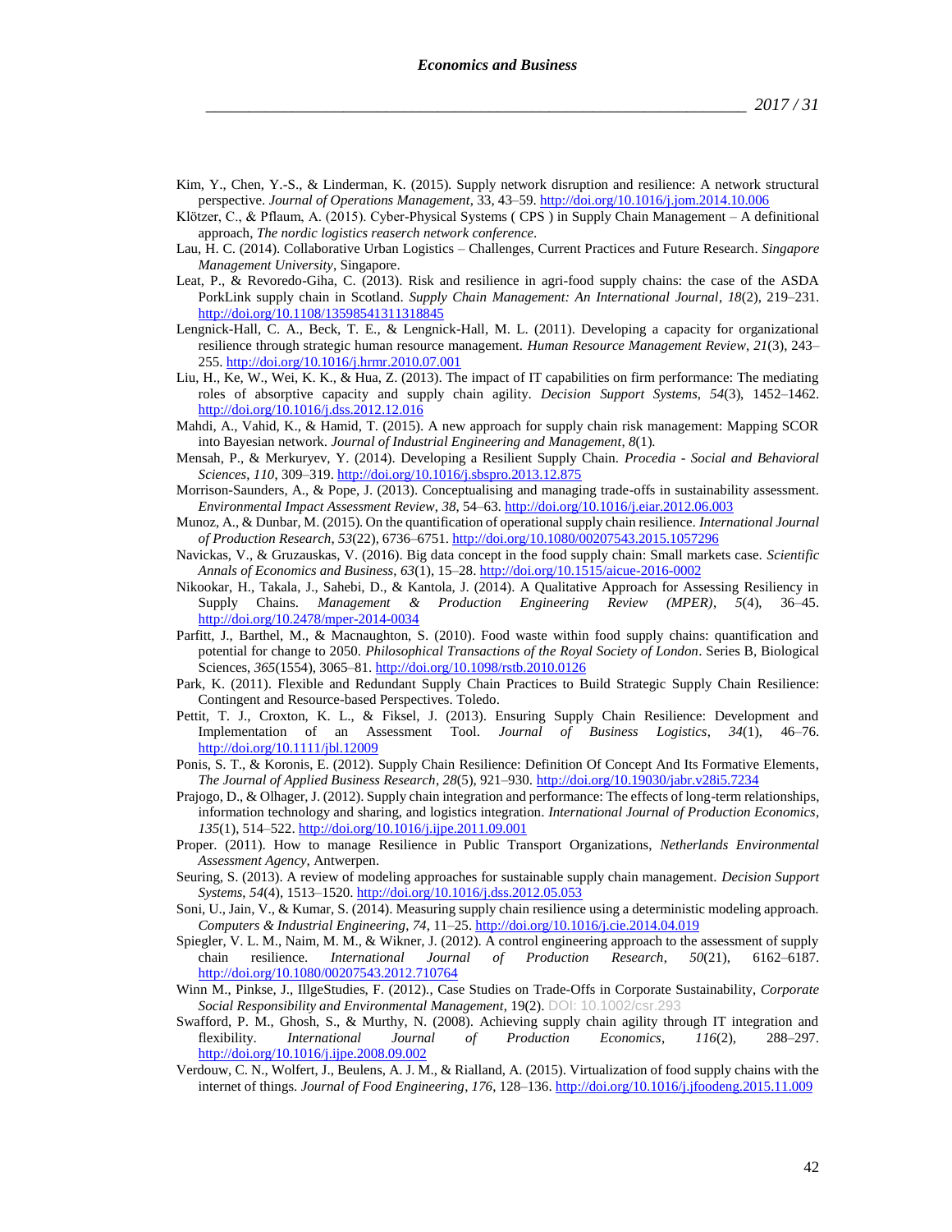Kim, Y., Chen, Y.-S., & Linderman, K. (2015). Supply network disruption and resilience: A network structural perspective. *Journal of Operations Management*, 33, 43–59. http://doi.org/10.1016/j.jom.2014.10.006

Klötzer, C., & Pflaum, A. (2015). Cyber-Physical Systems ( CPS ) in Supply Chain Management – A definitional approach, *The nordic logistics reaserch network conference*.

Lau, H. C. (2014). Collaborative Urban Logistics – Challenges, Current Practices and Future Research. *Singapore Management University*, Singapore.

Leat, P., & Revoredo-Giha, C. (2013). Risk and resilience in agri-food supply chains: the case of the ASDA PorkLink supply chain in Scotland. *Supply Chain Management: An International Journal*, *18*(2), 219–231. http://doi.org/10.1108/13598541311318845

Lengnick-Hall, C. A., Beck, T. E., & Lengnick-Hall, M. L. (2011). Developing a capacity for organizational resilience through strategic human resource management. *Human Resource Management Review*, *21*(3), 243–255. http://doi.org/10.1016/j.hrmr.2010.07.001

Liu, H., Ke, W., Wei, K. K., & Hua, Z. (2013). The impact of IT capabilities on firm performance: The mediating roles of absorptive capacity and supply chain agility. *Decision Support Systems*, *54*(3), 1452–1462. http://doi.org/10.1016/j.dss.2012.12.016

Mahdi, A., Vahid, K., & Hamid, T. (2015). A new approach for supply chain risk management: Mapping SCOR into Bayesian network. *Journal of Industrial Engineering and Management*, *8*(1).

Mensah, P., & Merkuryev, Y. (2014). Developing a Resilient Supply Chain. *Procedia - Social and Behavioral Sciences*, *110*, 309–319. http://doi.org/10.1016/j.sbspro.2013.12.875

Morrison-Saunders, A., & Pope, J. (2013). Conceptualising and managing trade-offs in sustainability assessment. *Environmental Impact Assessment Review*, *38*, 54–63. http://doi.org/10.1016/j.eiar.2012.06.003

Munoz, A., & Dunbar, M. (2015). On the quantification of operational supply chain resilience. *International Journal of Production Research*, *53*(22), 6736–6751. http://doi.org/10.1080/00207543.2015.1057296

Navickas, V., & Gruzauskas, V. (2016). Big data concept in the food supply chain: Small markets case. *Scientific Annals of Economics and Business*, *63*(1), 15–28. http://doi.org/10.1515/aicue-2016-0002

Nikookar, H., Takala, J., Sahebi, D., & Kantola, J. (2014). A Qualitative Approach for Assessing Resiliency in Supply Chains. *Management & Production Engineering Review (MPER)*, *5*(4), 36–45. http://doi.org/10.2478/mper-2014-0034

Parfitt, J., Barthel, M., & Macnaughton, S. (2010). Food waste within food supply chains: quantification and potential for change to 2050. *Philosophical Transactions of the Royal Society of London*. Series B, Biological Sciences, *365*(1554), 3065–81. http://doi.org/10.1098/rstb.2010.0126

Park, K. (2011). Flexible and Redundant Supply Chain Practices to Build Strategic Supply Chain Resilience: Contingent and Resource-based Perspectives. Toledo.

Pettit, T. J., Croxton, K. L., & Fiksel, J. (2013). Ensuring Supply Chain Resilience: Development and Implementation of an Assessment Tool. *Journal of Business Logistics*, *34*(1), 46–76. http://doi.org/10.1111/jbl.12009

Ponis, S. T., & Koronis, E. (2012). Supply Chain Resilience: Definition Of Concept And Its Formative Elements, *The Journal of Applied Business Research*, *28*(5), 921–930. http://doi.org/10.19030/jabr.v28i5.7234

Prajogo, D., & Olhager, J. (2012). Supply chain integration and performance: The effects of long-term relationships, information technology and sharing, and logistics integration. *International Journal of Production Economics*, *135*(1), 514–522. http://doi.org/10.1016/j.ijpe.2011.09.001

Proper. (2011). How to manage Resilience in Public Transport Organizations, *Netherlands Environmental Assessment Agency*, Antwerpen.

Seuring, S. (2013). A review of modeling approaches for sustainable supply chain management. *Decision Support Systems*, *54*(4), 1513–1520. http://doi.org/10.1016/j.dss.2012.05.053

Soni, U., Jain, V., & Kumar, S. (2014). Measuring supply chain resilience using a deterministic modeling approach. *Computers & Industrial Engineering*, *74*, 11–25. http://doi.org/10.1016/j.cie.2014.04.019

Spiegler, V. L. M., Naim, M. M., & Wikner, J. (2012). A control engineering approach to the assessment of supply chain resilience. *International Journal of Production Research*, *50*(21), 6162–6187. http://doi.org/10.1080/00207543.2012.710764

Winn M., Pinkse, J., IllgeStudies, F. (2012)., Case Studies on Trade-Offs in Corporate Sustainability, *Corporate Social Responsibility and Environmental Management*, 19(2). DOI: 10.1002/csr.293

Swafford, P. M., Ghosh, S., & Murthy, N. (2008). Achieving supply chain agility through IT integration and flexibility. *International Journal of Production Economics*, *116*(2), 288–297. http://doi.org/10.1016/j.ijpe.2008.09.002

Verdouw, C. N., Wolfert, J., Beulens, A. J. M., & Rialland, A. (2015). Virtualization of food supply chains with the internet of things. *Journal of Food Engineering*, *176*, 128–136. http://doi.org/10.1016/j.jfoodeng.2015.11.009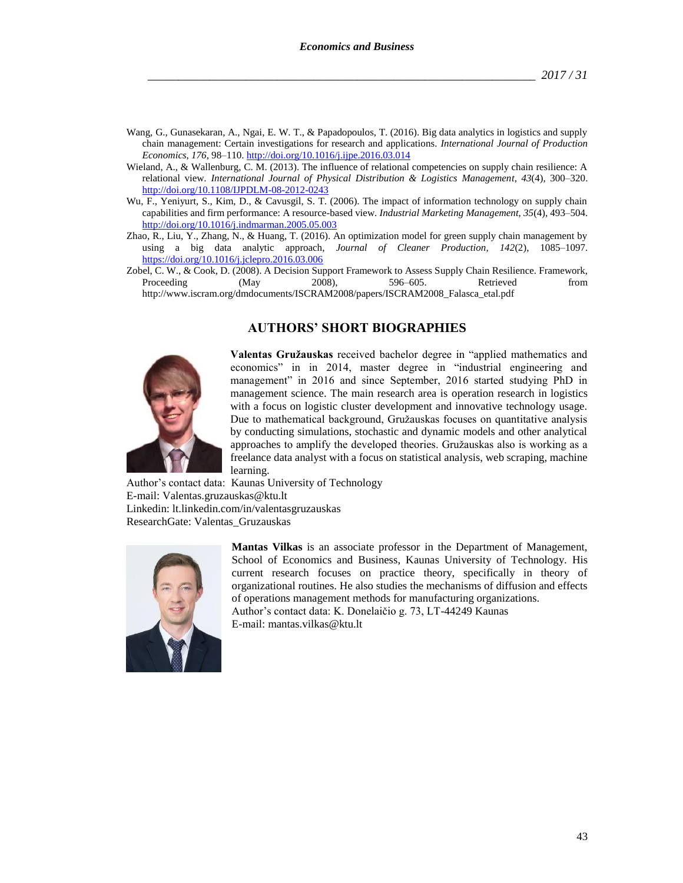Wang, G., Gunasekaran, A., Ngai, E. W. T., & Papadopoulos, T. (2016). Big data analytics in logistics and supply chain management: Certain investigations for research and applications. *International Journal of Production Economics*, *176*, 98–110. http://doi.org/10.1016/j.ijpe.2016.03.014

Wieland, A., & Wallenburg, C. M. (2013). The influence of relational competencies on supply chain resilience: A relational view. *International Journal of Physical Distribution & Logistics Management*, *43*(4), 300–320. http://doi.org/10.1108/IJPDLM-08-2012-0243

Wu, F., Yeniyurt, S., Kim, D., & Cavusgil, S. T. (2006). The impact of information technology on supply chain capabilities and firm performance: A resource-based view. *Industrial Marketing Management*, *35*(4), 493–504. http://doi.org/10.1016/j.indmarman.2005.05.003

Zhao, R., Liu, Y., Zhang, N., & Huang, T. (2016). An optimization model for green supply chain management by using a big data analytic approach, *Journal of Cleaner Production*, *142*(2), 1085–1097. https://doi.org/10.1016/j.jclepro.2016.03.006

Zobel, C. W., & Cook, D. (2008). A Decision Support Framework to Assess Supply Chain Resilience. Framework, Proceeding (May 2008), 596–605. Retrieved from http://www.iscram.org/dmdocuments/ISCRAM2008/papers/ISCRAM2008_Falasca_etal.pdf

## AUTHORS' SHORT BIOGRAPHIES

**Valentas Gružauskas** received bachelor degree in "applied mathematics and economics" in in 2014, master degree in "industrial engineering and management" in 2016 and since September, 2016 started studying PhD in management science. The main research area is operation research in logistics with a focus on logistic cluster development and innovative technology usage. Due to mathematical background, Gružauskas focuses on quantitative analysis by conducting simulations, stochastic and dynamic models and other analytical approaches to amplify the developed theories. Gružauskas also is working as a freelance data analyst with a focus on statistical analysis, web scraping, machine learning.

Author's contact data: Kaunas University of Technology
E-mail: Valentas.gruzauskas@ktu.lt
Linkedin: lt.linkedin.com/in/valentasgruzauskas
ResearchGate: Valentas_Gruzauskas

**Mantas Vilkas** is an associate professor in the Department of Management, School of Economics and Business, Kaunas University of Technology. His current research focuses on practice theory, specifically in theory of organizational routines. He also studies the mechanisms of diffusion and effects of operations management methods for manufacturing organizations.
Author's contact data: K. Donelaičio g. 73, LT-44249 Kaunas
E-mail: mantas.vilkas@ktu.lt